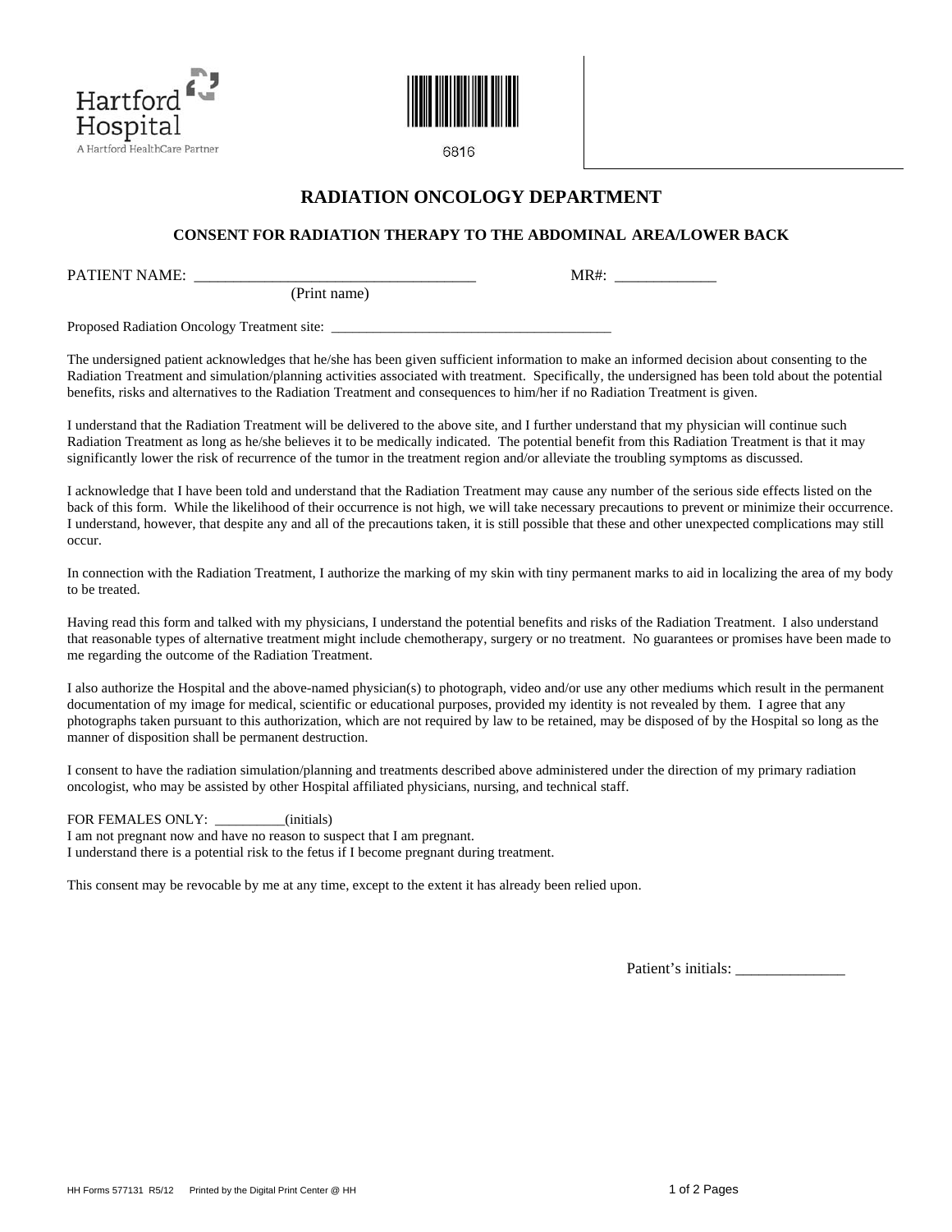Hartford Hospital
A Hartford HealthCare Partner

6816

# RADIATION ONCOLOGY DEPARTMENT

## CONSENT FOR RADIATION THERAPY TO THE ABDOMINAL AREA/LOWER BACK

PATIENT NAME: ____________________________________ MR#: _____________
(Print name)

Proposed Radiation Oncology Treatment site: ________________________________________

The undersigned patient acknowledges that he/she has been given sufficient information to make an informed decision about consenting to the Radiation Treatment and simulation/planning activities associated with treatment. Specifically, the undersigned has been told about the potential benefits, risks and alternatives to the Radiation Treatment and consequences to him/her if no Radiation Treatment is given.

I understand that the Radiation Treatment will be delivered to the above site, and I further understand that my physician will continue such Radiation Treatment as long as he/she believes it to be medically indicated. The potential benefit from this Radiation Treatment is that it may significantly lower the risk of recurrence of the tumor in the treatment region and/or alleviate the troubling symptoms as discussed.

I acknowledge that I have been told and understand that the Radiation Treatment may cause any number of the serious side effects listed on the back of this form. While the likelihood of their occurrence is not high, we will take necessary precautions to prevent or minimize their occurrence. I understand, however, that despite any and all of the precautions taken, it is still possible that these and other unexpected complications may still occur.

In connection with the Radiation Treatment, I authorize the marking of my skin with tiny permanent marks to aid in localizing the area of my body to be treated.

Having read this form and talked with my physicians, I understand the potential benefits and risks of the Radiation Treatment. I also understand that reasonable types of alternative treatment might include chemotherapy, surgery or no treatment. No guarantees or promises have been made to me regarding the outcome of the Radiation Treatment.

I also authorize the Hospital and the above-named physician(s) to photograph, video and/or use any other mediums which result in the permanent documentation of my image for medical, scientific or educational purposes, provided my identity is not revealed by them. I agree that any photographs taken pursuant to this authorization, which are not required by law to be retained, may be disposed of by the Hospital so long as the manner of disposition shall be permanent destruction.

I consent to have the radiation simulation/planning and treatments described above administered under the direction of my primary radiation oncologist, who may be assisted by other Hospital affiliated physicians, nursing, and technical staff.

FOR FEMALES ONLY: __________(initials)
I am not pregnant now and have no reason to suspect that I am pregnant.
I understand there is a potential risk to the fetus if I become pregnant during treatment.

This consent may be revocable by me at any time, except to the extent it has already been relied upon.

Patient's initials: ______________

HH Forms 577131 R5/12 Printed by the Digital Print Center @ HH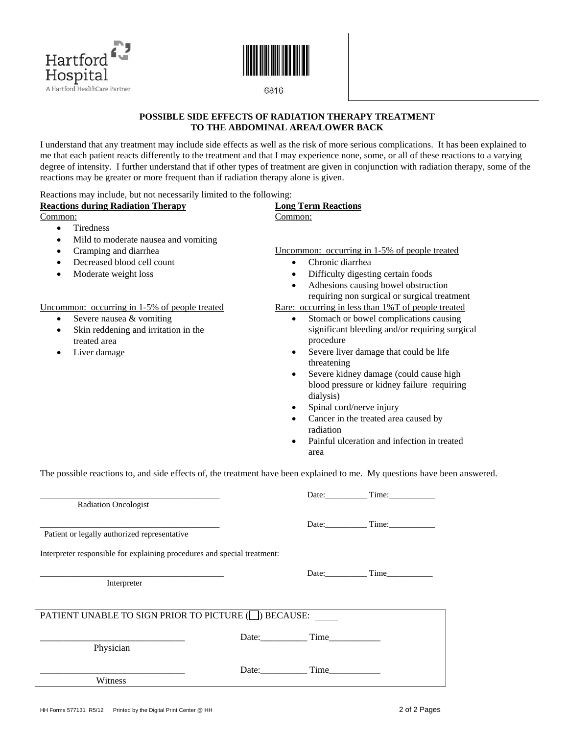Hartford Hospital
A Hartford HealthCare Partner

6816

**POSSIBLE SIDE EFFECTS OF RADIATION THERAPY TREATMENT**
**TO THE ABDOMINAL AREA/LOWER BACK**

I understand that any treatment may include side effects as well as the risk of more serious complications. It has been explained to me that each patient reacts differently to the treatment and that I may experience none, some, or all of these reactions to a varying degree of intensity. I further understand that if other types of treatment are given in conjunction with radiation therapy, some of the reactions may be greater or more frequent than if radiation therapy alone is given.

Reactions may include, but not necessarily limited to the following:

**Reactions during Radiation Therapy**

Common:

- Tiredness
- Mild to moderate nausea and vomiting
- Cramping and diarrhea
- Decreased blood cell count
- Moderate weight loss

Uncommon: occurring in 1-5% of people treated

- Severe nausea & vomiting
- Skin reddening and irritation in the treated area
- Liver damage

**Long Term Reactions**

Common:

Uncommon: occurring in 1-5% of people treated

- Chronic diarrhea
- Difficulty digesting certain foods
- Adhesions causing bowel obstruction requiring non surgical or surgical treatment

Rare: occurring in less than 1%T of people treated

- Stomach or bowel complications causing significant bleeding and/or requiring surgical procedure
- Severe liver damage that could be life threatening
- Severe kidney damage (could cause high blood pressure or kidney failure requiring dialysis)
- Spinal cord/nerve injury
- Cancer in the treated area caused by radiation
- Painful ulceration and infection in treated area

The possible reactions to, and side effects of, the treatment have been explained to me. My questions have been answered.

_________________________________________ Date:__________ Time:___________
Radiation Oncologist

_________________________________________ Date:__________ Time:___________
Patient or legally authorized representative

Interpreter responsible for explaining procedures and special treatment:

_________________________________________ Date:__________ Time___________
Interpreter

PATIENT UNABLE TO SIGN PRIOR TO PICTURE (☐) BECAUSE: _____

_______________________________ Date:__________ Time___________
Physician

_______________________________ Date:__________ Time___________
Witness

HH Forms 577131 R5/12 Printed by the Digital Print Center @ HH